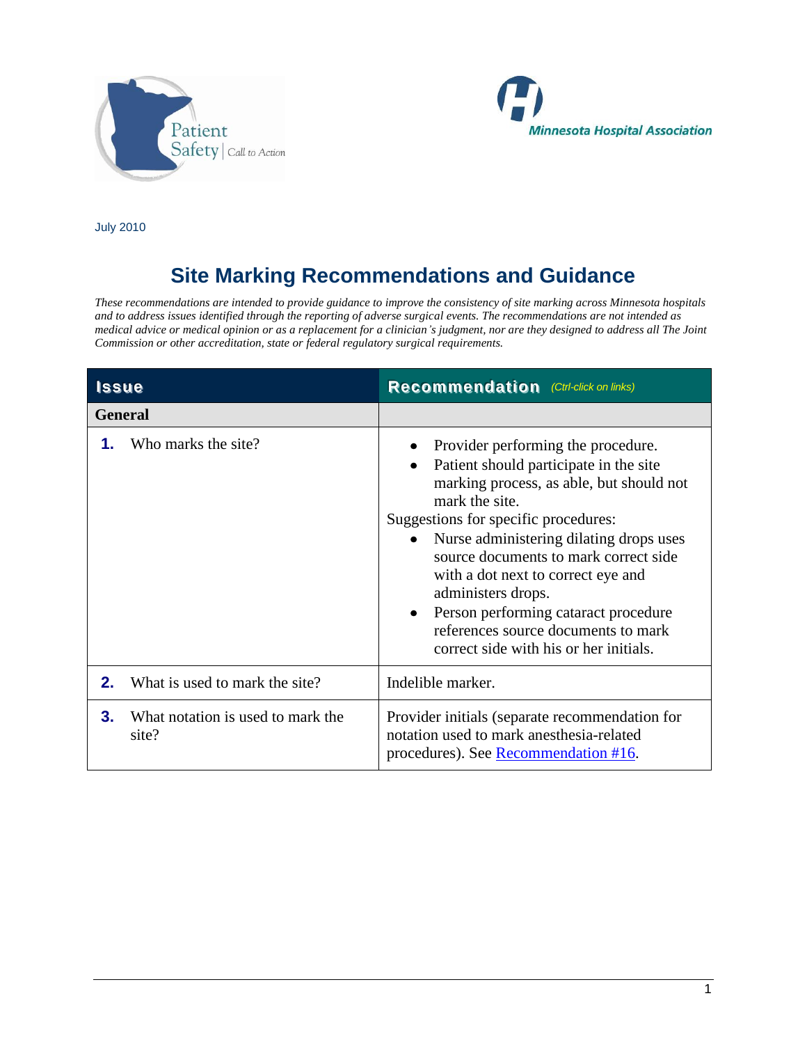Patient Safety | Call to Action

Minnesota Hospital Association

July 2010

# Site Marking Recommendations and Guidance

*These recommendations are intended to provide guidance to improve the consistency of site marking across Minnesota hospitals and to address issues identified through the reporting of adverse surgical events. The recommendations are not intended as medical advice or medical opinion or as a replacement for a clinician's judgment, nor are they designed to address all The Joint Commission or other accreditation, state or federal regulatory surgical requirements.*

| Issue | Recommendation *(Ctrl-click on links)* |
|---|---|
| **General** | |
| **1.** Who marks the site? | • Provider performing the procedure.<br>• Patient should participate in the site marking process, as able, but should not mark the site.<br>Suggestions for specific procedures:<br>• Nurse administering dilating drops uses source documents to mark correct side with a dot next to correct eye and administers drops.<br>• Person performing cataract procedure references source documents to mark correct side with his or her initials. |
| **2.** What is used to mark the site? | Indelible marker. |
| **3.** What notation is used to mark the site? | Provider initials (separate recommendation for notation used to mark anesthesia-related procedures). See Recommendation #16. |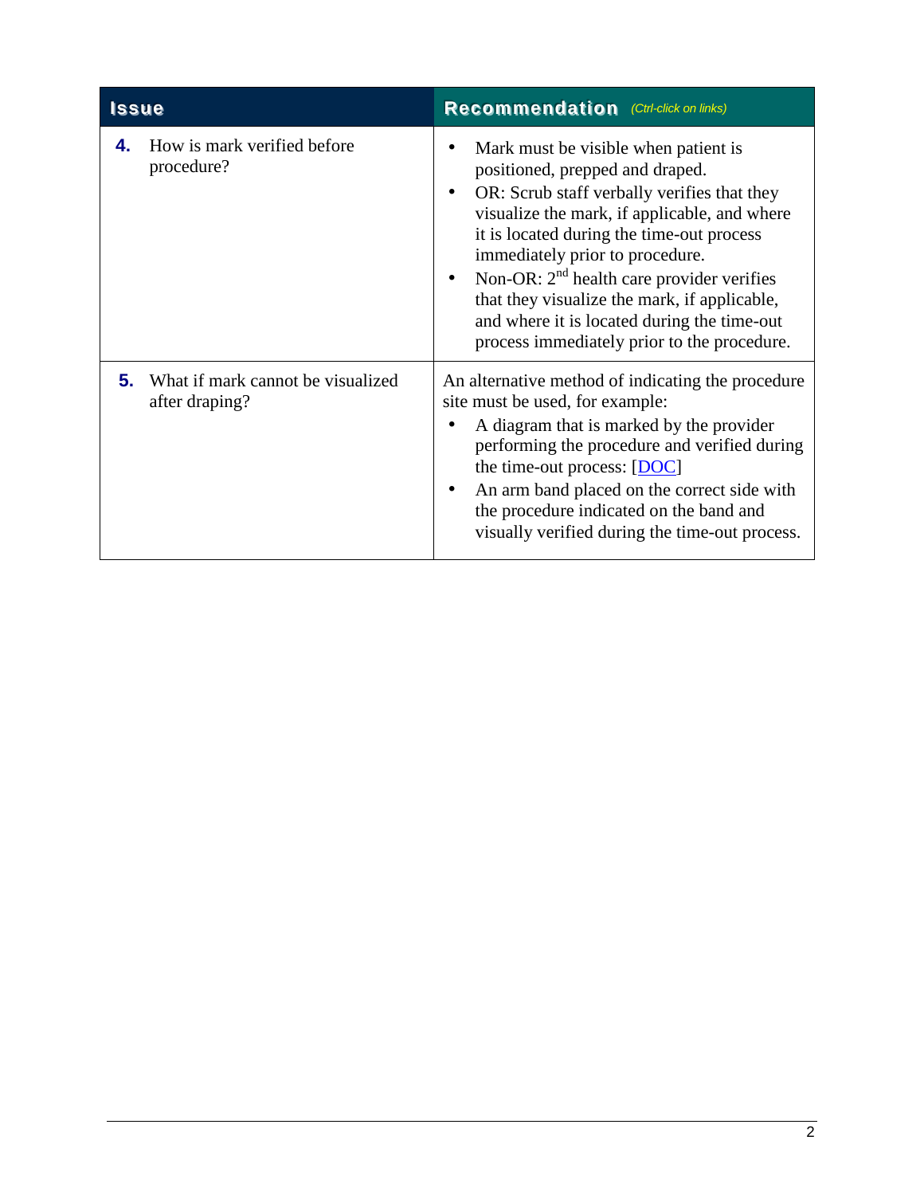| Issue | Recommendation *(Ctrl-click on links)* |
|---|---|
| **4.** How is mark verified before procedure? | • Mark must be visible when patient is positioned, prepped and draped.<br>• OR: Scrub staff verbally verifies that they visualize the mark, if applicable, and where it is located during the time-out process immediately prior to procedure.<br>• Non-OR: 2nd health care provider verifies that they visualize the mark, if applicable, and where it is located during the time-out process immediately prior to the procedure. |
| **5.** What if mark cannot be visualized after draping? | An alternative method of indicating the procedure site must be used, for example:<br>• A diagram that is marked by the provider performing the procedure and verified during the time-out process: [DOC]<br>• An arm band placed on the correct side with the procedure indicated on the band and visually verified during the time-out process. |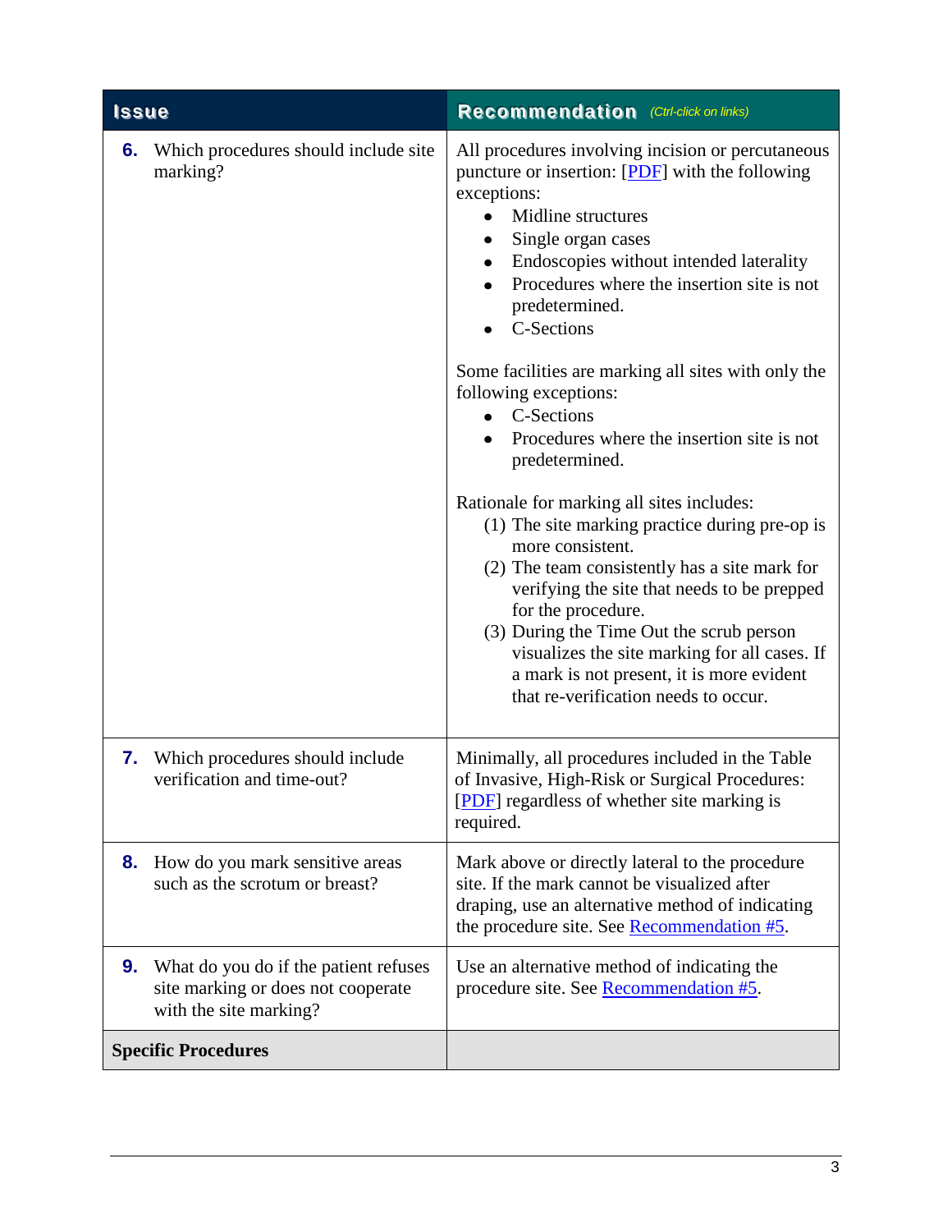| Issue | Recommendation *(Ctrl-click on links)* |
|---|---|
| **6.** Which procedures should include site marking? | All procedures involving incision or percutaneous puncture or insertion: [PDF] with the following exceptions:<br>• Midline structures<br>• Single organ cases<br>• Endoscopies without intended laterality<br>• Procedures where the insertion site is not predetermined.<br>• C-Sections<br><br>Some facilities are marking all sites with only the following exceptions:<br>• C-Sections<br>• Procedures where the insertion site is not predetermined.<br><br>Rationale for marking all sites includes:<br>(1) The site marking practice during pre-op is more consistent.<br>(2) The team consistently has a site mark for verifying the site that needs to be prepped for the procedure.<br>(3) During the Time Out the scrub person visualizes the site marking for all cases. If a mark is not present, it is more evident that re-verification needs to occur. |
| **7.** Which procedures should include verification and time-out? | Minimally, all procedures included in the Table of Invasive, High-Risk or Surgical Procedures: [PDF] regardless of whether site marking is required. |
| **8.** How do you mark sensitive areas such as the scrotum or breast? | Mark above or directly lateral to the procedure site. If the mark cannot be visualized after draping, use an alternative method of indicating the procedure site. See Recommendation #5. |
| **9.** What do you do if the patient refuses site marking or does not cooperate with the site marking? | Use an alternative method of indicating the procedure site. See Recommendation #5. |
| **Specific Procedures** | |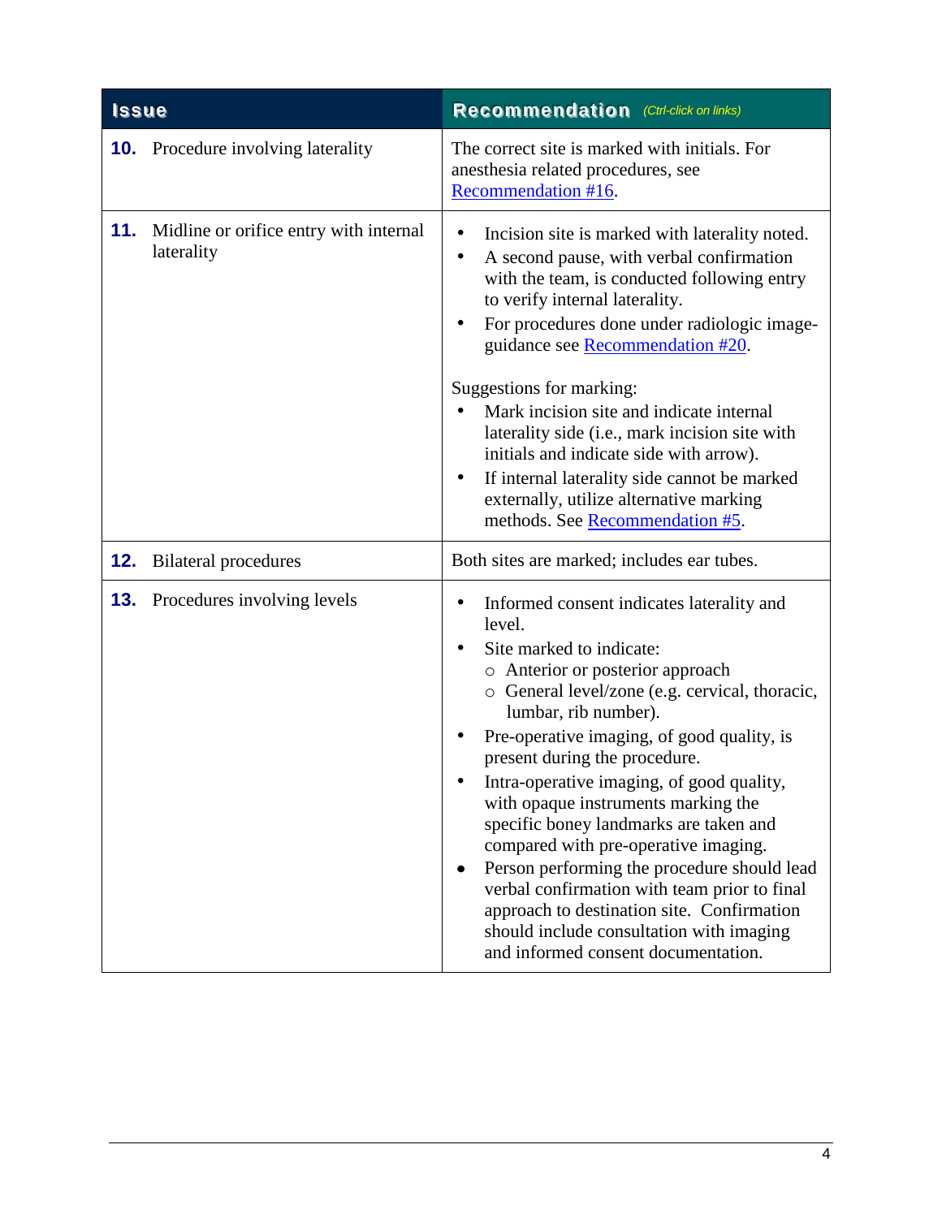| Issue | Recommendation *(Ctrl-click on links)* |
|---|---|
| **10.** Procedure involving laterality | The correct site is marked with initials. For anesthesia related procedures, see Recommendation #16. |
| **11.** Midline or orifice entry with internal laterality | • Incision site is marked with laterality noted.<br>• A second pause, with verbal confirmation with the team, is conducted following entry to verify internal laterality.<br>• For procedures done under radiologic image-guidance see Recommendation #20.<br><br>Suggestions for marking:<br>• Mark incision site and indicate internal laterality side (i.e., mark incision site with initials and indicate side with arrow).<br>• If internal laterality side cannot be marked externally, utilize alternative marking methods. See Recommendation #5. |
| **12.** Bilateral procedures | Both sites are marked; includes ear tubes. |
| **13.** Procedures involving levels | • Informed consent indicates laterality and level.<br>• Site marked to indicate:<br>&nbsp;&nbsp;○ Anterior or posterior approach<br>&nbsp;&nbsp;○ General level/zone (e.g. cervical, thoracic, lumbar, rib number).<br>• Pre-operative imaging, of good quality, is present during the procedure.<br>• Intra-operative imaging, of good quality, with opaque instruments marking the specific boney landmarks are taken and compared with pre-operative imaging.<br>• Person performing the procedure should lead verbal confirmation with team prior to final approach to destination site. Confirmation should include consultation with imaging and informed consent documentation. |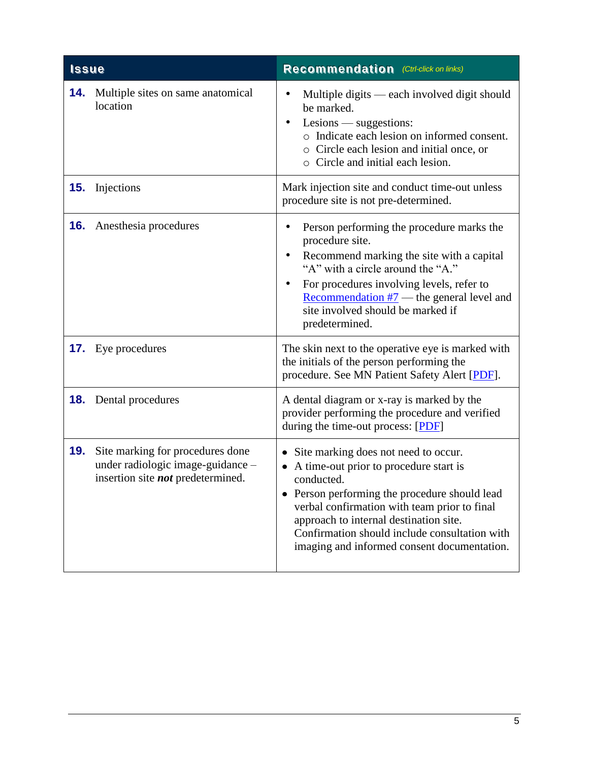| Issue | Recommendation (Ctrl-click on links) |
|---|---|
| **14.** Multiple sites on same anatomical location | • Multiple digits — each involved digit should be marked.<br>• Lesions — suggestions:<br>○ Indicate each lesion on informed consent.<br>○ Circle each lesion and initial once, or<br>○ Circle and initial each lesion. |
| **15.** Injections | Mark injection site and conduct time-out unless procedure site is not pre-determined. |
| **16.** Anesthesia procedures | • Person performing the procedure marks the procedure site.<br>• Recommend marking the site with a capital "A" with a circle around the "A."<br>• For procedures involving levels, refer to [Recommendation #7] — the general level and site involved should be marked if predetermined. |
| **17.** Eye procedures | The skin next to the operative eye is marked with the initials of the person performing the procedure. See MN Patient Safety Alert [PDF]. |
| **18.** Dental procedures | A dental diagram or x-ray is marked by the provider performing the procedure and verified during the time-out process: [PDF] |
| **19.** Site marking for procedures done under radiologic image-guidance – insertion site ***not*** predetermined. | • Site marking does not need to occur.<br>• A time-out prior to procedure start is conducted.<br>• Person performing the procedure should lead verbal confirmation with team prior to final approach to internal destination site. Confirmation should include consultation with imaging and informed consent documentation. |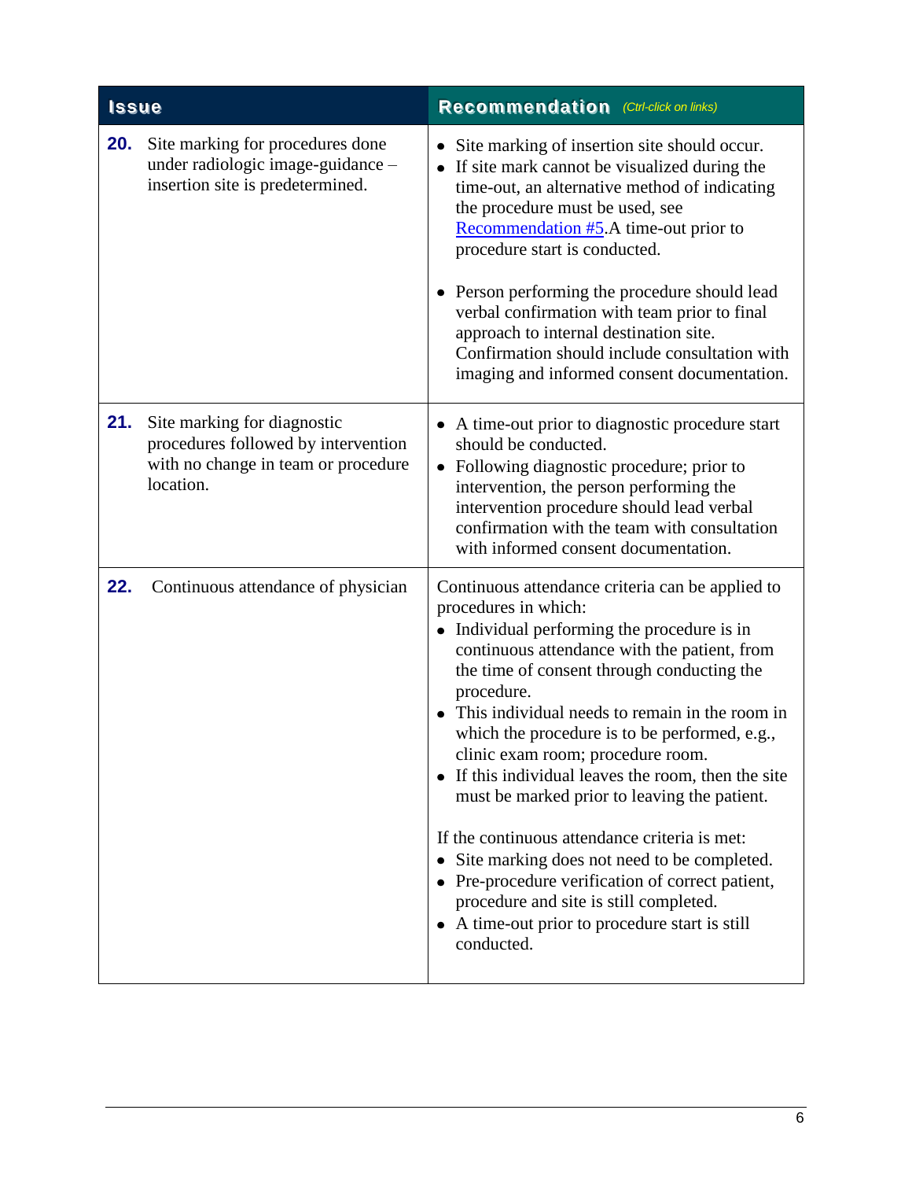| Issue | Recommendation *(Ctrl-click on links)* |
|---|---|
| **20.** Site marking for procedures done under radiologic image-guidance – insertion site is predetermined. | • Site marking of insertion site should occur.<br>• If site mark cannot be visualized during the time-out, an alternative method of indicating the procedure must be used, see Recommendation #5.A time-out prior to procedure start is conducted.<br><br>• Person performing the procedure should lead verbal confirmation with team prior to final approach to internal destination site. Confirmation should include consultation with imaging and informed consent documentation. |
| **21.** Site marking for diagnostic procedures followed by intervention with no change in team or procedure location. | • A time-out prior to diagnostic procedure start should be conducted.<br>• Following diagnostic procedure; prior to intervention, the person performing the intervention procedure should lead verbal confirmation with the team with consultation with informed consent documentation. |
| **22.** Continuous attendance of physician | Continuous attendance criteria can be applied to procedures in which:<br>• Individual performing the procedure is in continuous attendance with the patient, from the time of consent through conducting the procedure.<br>• This individual needs to remain in the room in which the procedure is to be performed, e.g., clinic exam room; procedure room.<br>• If this individual leaves the room, then the site must be marked prior to leaving the patient.<br><br>If the continuous attendance criteria is met:<br>• Site marking does not need to be completed.<br>• Pre-procedure verification of correct patient, procedure and site is still completed.<br>• A time-out prior to procedure start is still conducted. |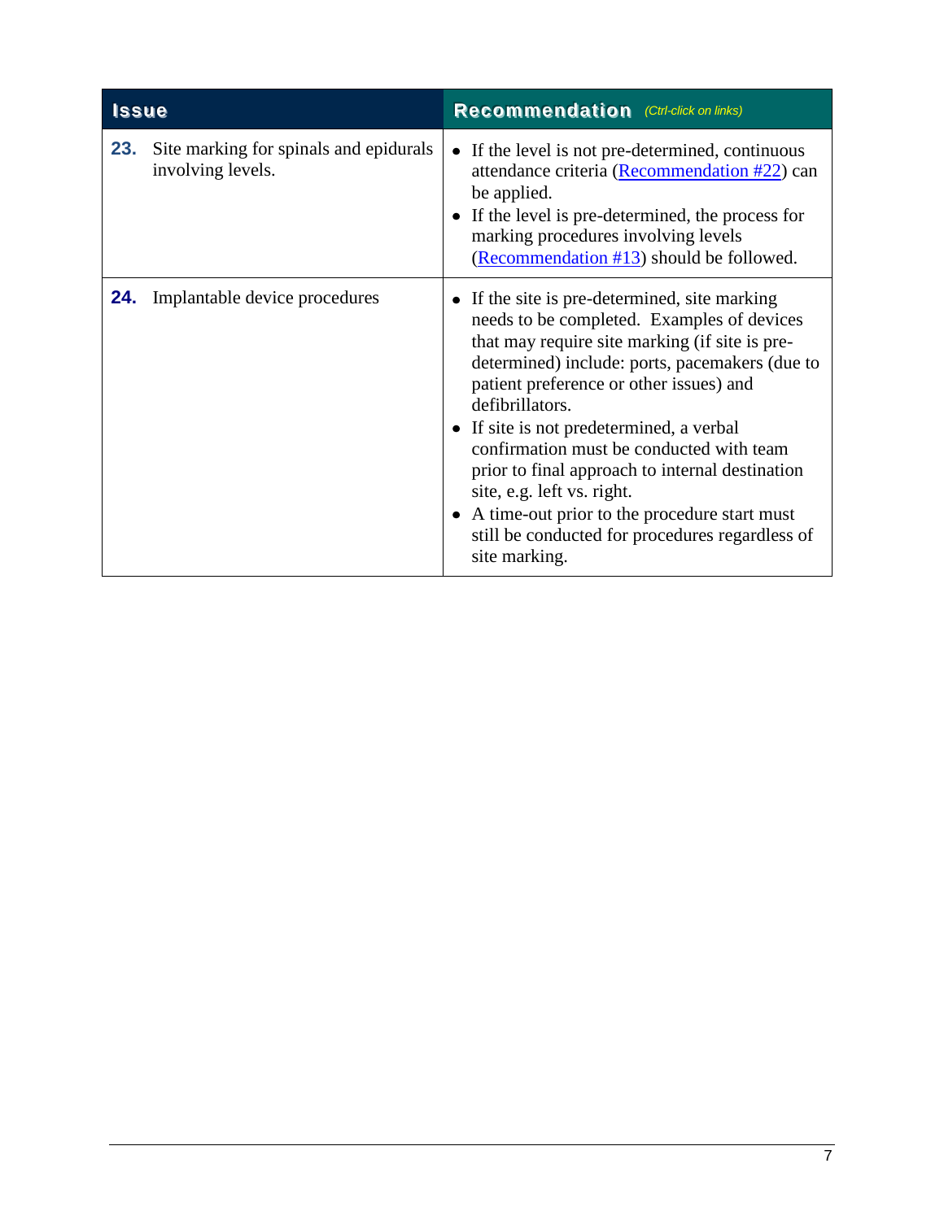| Issue | Recommendation *(Ctrl-click on links)* |
|---|---|
| **23.** Site marking for spinals and epidurals involving levels. | • If the level is not pre-determined, continuous attendance criteria (Recommendation #22) can be applied.<br>• If the level is pre-determined, the process for marking procedures involving levels (Recommendation #13) should be followed. |
| **24.** Implantable device procedures | • If the site is pre-determined, site marking needs to be completed. Examples of devices that may require site marking (if site is pre-determined) include: ports, pacemakers (due to patient preference or other issues) and defibrillators.<br>• If site is not predetermined, a verbal confirmation must be conducted with team prior to final approach to internal destination site, e.g. left vs. right.<br>• A time-out prior to the procedure start must still be conducted for procedures regardless of site marking. |